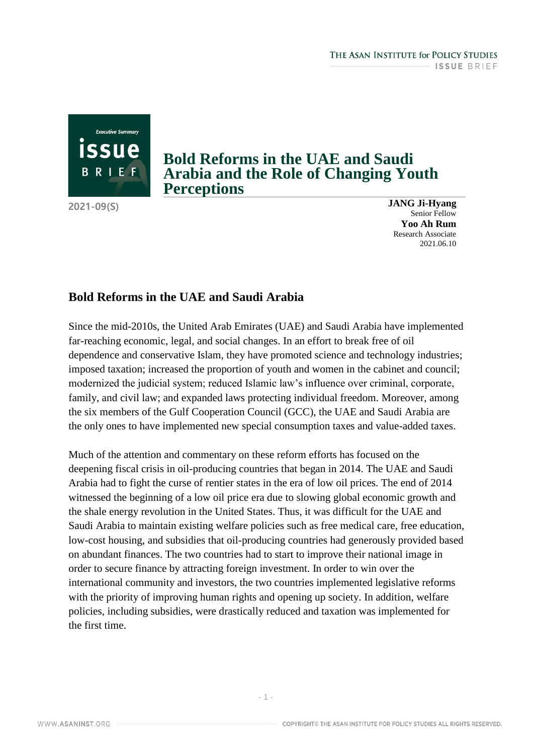Executive Summary

issue BRIEF

2021-09(S)

# Bold Reforms in the UAE and Saudi Arabia and the Role of Changing Youth Perceptions

**JANG Ji-Hyang**
Senior Fellow

**Yoo Ah Rum**
Research Associate

2021.06.10

## Bold Reforms in the UAE and Saudi Arabia

Since the mid-2010s, the United Arab Emirates (UAE) and Saudi Arabia have implemented far-reaching economic, legal, and social changes. In an effort to break free of oil dependence and conservative Islam, they have promoted science and technology industries; imposed taxation; increased the proportion of youth and women in the cabinet and council; modernized the judicial system; reduced Islamic law's influence over criminal, corporate, family, and civil law; and expanded laws protecting individual freedom. Moreover, among the six members of the Gulf Cooperation Council (GCC), the UAE and Saudi Arabia are the only ones to have implemented new special consumption taxes and value-added taxes.

Much of the attention and commentary on these reform efforts has focused on the deepening fiscal crisis in oil-producing countries that began in 2014. The UAE and Saudi Arabia had to fight the curse of rentier states in the era of low oil prices. The end of 2014 witnessed the beginning of a low oil price era due to slowing global economic growth and the shale energy revolution in the United States. Thus, it was difficult for the UAE and Saudi Arabia to maintain existing welfare policies such as free medical care, free education, low-cost housing, and subsidies that oil-producing countries had generously provided based on abundant finances. The two countries had to start to improve their national image in order to secure finance by attracting foreign investment. In order to win over the international community and investors, the two countries implemented legislative reforms with the priority of improving human rights and opening up society. In addition, welfare policies, including subsidies, were drastically reduced and taxation was implemented for the first time.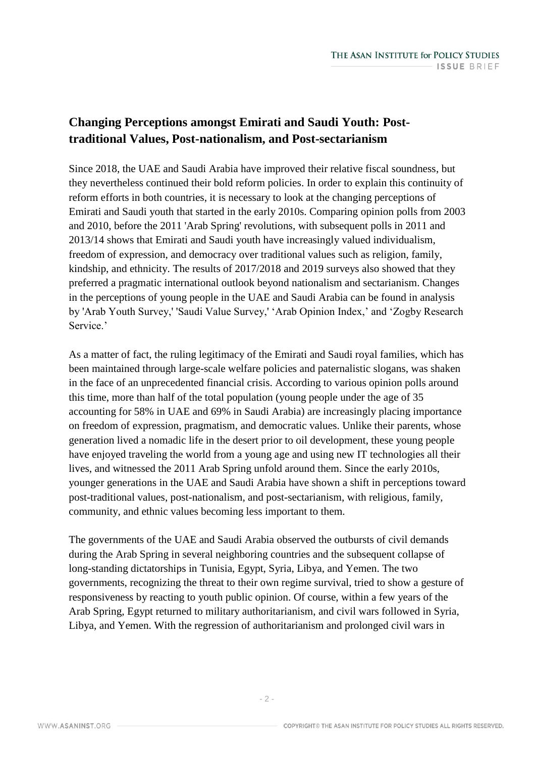## Changing Perceptions amongst Emirati and Saudi Youth: Post-traditional Values, Post-nationalism, and Post-sectarianism

Since 2018, the UAE and Saudi Arabia have improved their relative fiscal soundness, but they nevertheless continued their bold reform policies. In order to explain this continuity of reform efforts in both countries, it is necessary to look at the changing perceptions of Emirati and Saudi youth that started in the early 2010s. Comparing opinion polls from 2003 and 2010, before the 2011 'Arab Spring' revolutions, with subsequent polls in 2011 and 2013/14 shows that Emirati and Saudi youth have increasingly valued individualism, freedom of expression, and democracy over traditional values such as religion, family, kindship, and ethnicity. The results of 2017/2018 and 2019 surveys also showed that they preferred a pragmatic international outlook beyond nationalism and sectarianism. Changes in the perceptions of young people in the UAE and Saudi Arabia can be found in analysis by 'Arab Youth Survey,' 'Saudi Value Survey,' 'Arab Opinion Index,' and 'Zogby Research Service.'

As a matter of fact, the ruling legitimacy of the Emirati and Saudi royal families, which has been maintained through large-scale welfare policies and paternalistic slogans, was shaken in the face of an unprecedented financial crisis. According to various opinion polls around this time, more than half of the total population (young people under the age of 35 accounting for 58% in UAE and 69% in Saudi Arabia) are increasingly placing importance on freedom of expression, pragmatism, and democratic values. Unlike their parents, whose generation lived a nomadic life in the desert prior to oil development, these young people have enjoyed traveling the world from a young age and using new IT technologies all their lives, and witnessed the 2011 Arab Spring unfold around them. Since the early 2010s, younger generations in the UAE and Saudi Arabia have shown a shift in perceptions toward post-traditional values, post-nationalism, and post-sectarianism, with religious, family, community, and ethnic values becoming less important to them.

The governments of the UAE and Saudi Arabia observed the outbursts of civil demands during the Arab Spring in several neighboring countries and the subsequent collapse of long-standing dictatorships in Tunisia, Egypt, Syria, Libya, and Yemen. The two governments, recognizing the threat to their own regime survival, tried to show a gesture of responsiveness by reacting to youth public opinion. Of course, within a few years of the Arab Spring, Egypt returned to military authoritarianism, and civil wars followed in Syria, Libya, and Yemen. With the regression of authoritarianism and prolonged civil wars in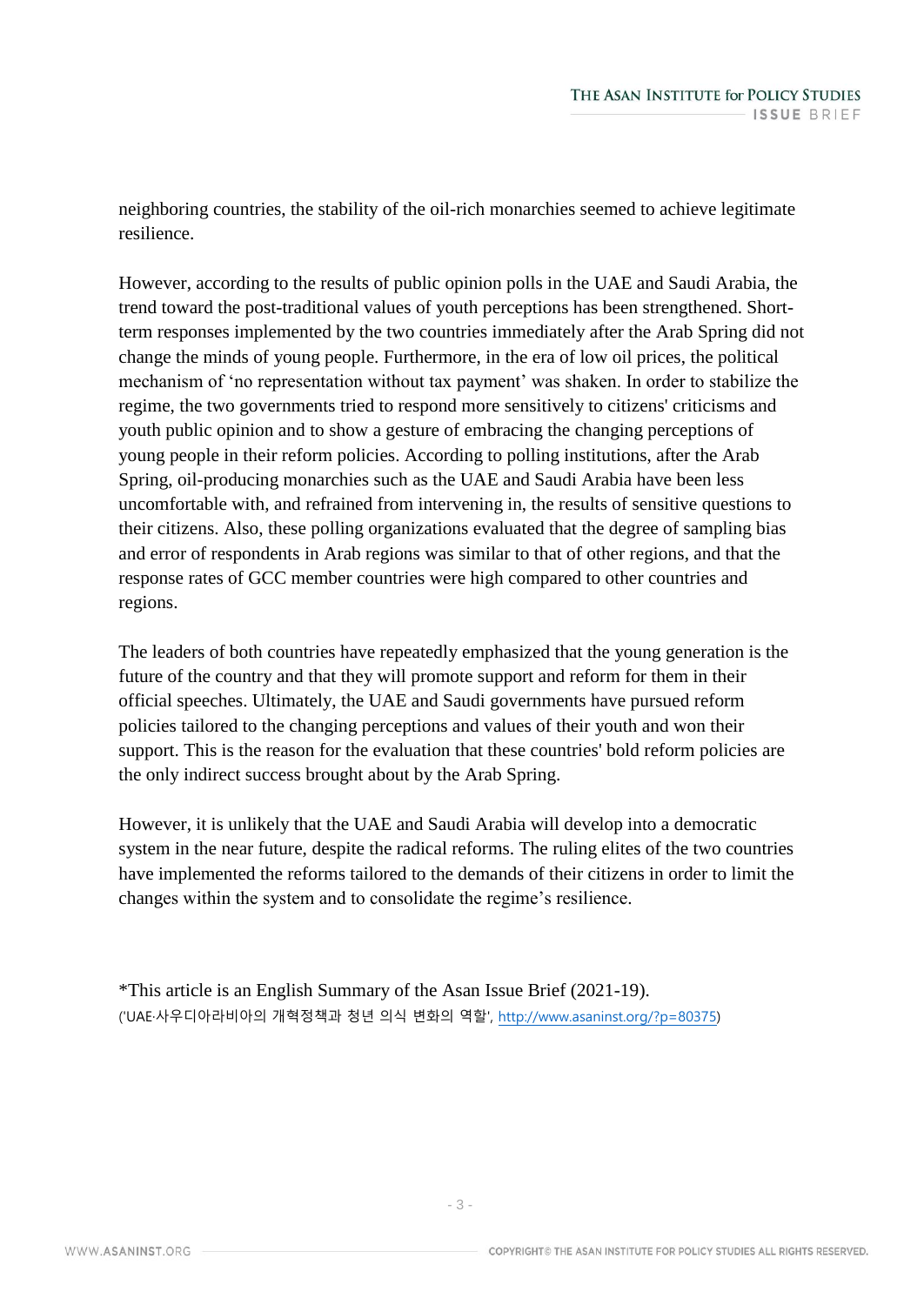neighboring countries, the stability of the oil-rich monarchies seemed to achieve legitimate resilience.

However, according to the results of public opinion polls in the UAE and Saudi Arabia, the trend toward the post-traditional values of youth perceptions has been strengthened. Short-term responses implemented by the two countries immediately after the Arab Spring did not change the minds of young people. Furthermore, in the era of low oil prices, the political mechanism of 'no representation without tax payment' was shaken. In order to stabilize the regime, the two governments tried to respond more sensitively to citizens' criticisms and youth public opinion and to show a gesture of embracing the changing perceptions of young people in their reform policies. According to polling institutions, after the Arab Spring, oil-producing monarchies such as the UAE and Saudi Arabia have been less uncomfortable with, and refrained from intervening in, the results of sensitive questions to their citizens. Also, these polling organizations evaluated that the degree of sampling bias and error of respondents in Arab regions was similar to that of other regions, and that the response rates of GCC member countries were high compared to other countries and regions.

The leaders of both countries have repeatedly emphasized that the young generation is the future of the country and that they will promote support and reform for them in their official speeches. Ultimately, the UAE and Saudi governments have pursued reform policies tailored to the changing perceptions and values of their youth and won their support. This is the reason for the evaluation that these countries' bold reform policies are the only indirect success brought about by the Arab Spring.

However, it is unlikely that the UAE and Saudi Arabia will develop into a democratic system in the near future, despite the radical reforms. The ruling elites of the two countries have implemented the reforms tailored to the demands of their citizens in order to limit the changes within the system and to consolidate the regime's resilience.

*This article is an English Summary of the Asan Issue Brief (2021-19).
('UAE·사우디아라비아의 개혁정책과 청년 의식 변화의 역할', http://www.asaninst.org/?p=80375)